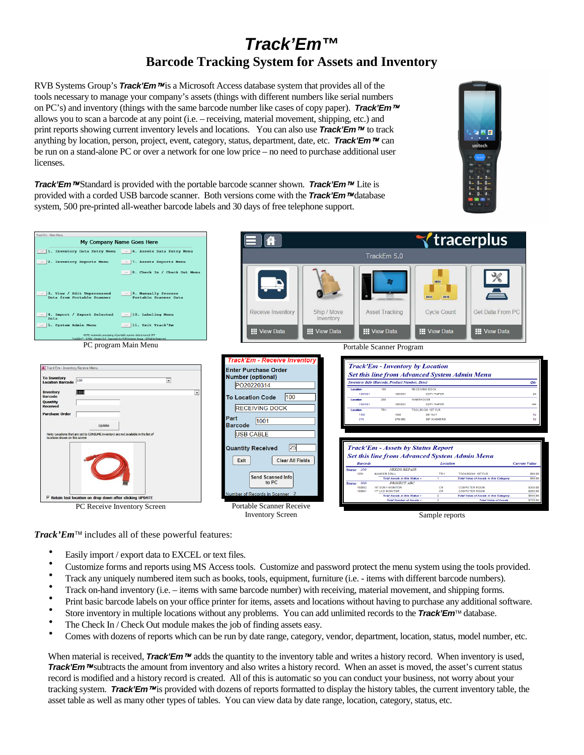# *Track'Em™*

## Barcode Tracking System for Assets and Inventory

RVB Systems Group's ***Track'Em™*** is a Microsoft Access database system that provides all of the tools necessary to manage your company's assets (things with different numbers like serial numbers on PC's) and inventory (things with the same barcode number like cases of copy paper). ***Track'Em™*** allows you to scan a barcode at any point (i.e. – receiving, material movement, shipping, etc.) and print reports showing current inventory levels and locations. You can also use ***Track'Em™*** to track anything by location, person, project, event, category, status, department, date, etc. ***Track'Em™*** can be run on a stand-alone PC or over a network for one low price – no need to purchase additional user licenses.

***Track'Em™*** Standard is provided with the portable barcode scanner shown. ***Track'Em™*** Lite is provided with a corded USB barcode scanner. Both versions come with the ***Track'Em™*** database system, 500 pre-printed all-weather barcode labels and 30 days of free telephone support.

PC program Main Menu

Portable Scanner Program

PC Receive Inventory Screen

Portable Scanner Receive Inventory Screen

Sample reports

***Track'Em™*** includes all of these powerful features:

- Easily import / export data to EXCEL or text files.
- Customize forms and reports using MS Access tools. Customize and password protect the menu system using the tools provided.
- Track any uniquely numbered item such as books, tools, equipment, furniture (i.e. - items with different barcode numbers).
- Track on-hand inventory (i.e. – items with same barcode number) with receiving, material movement, and shipping forms.
- Print basic barcode labels on your office printer for items, assets and locations without having to purchase any additional software.
- Store inventory in multiple locations without any problems. You can add unlimited records to the ***Track'Em™*** database.
- The Check In / Check Out module makes the job of finding assets easy.
- Comes with dozens of reports which can be run by date range, category, vendor, department, location, status, model number, etc.

When material is received, ***Track'Em™*** adds the quantity to the inventory table and writes a history record. When inventory is used, ***Track'Em™*** subtracts the amount from inventory and also writes a history record. When an asset is moved, the asset's current status record is modified and a history record is created. All of this is automatic so you can conduct your business, not worry about your tracking system. ***Track'Em™*** is provided with dozens of reports formatted to display the history tables, the current inventory table, the asset table as well as many other types of tables. You can view data by date range, location, category, status, etc.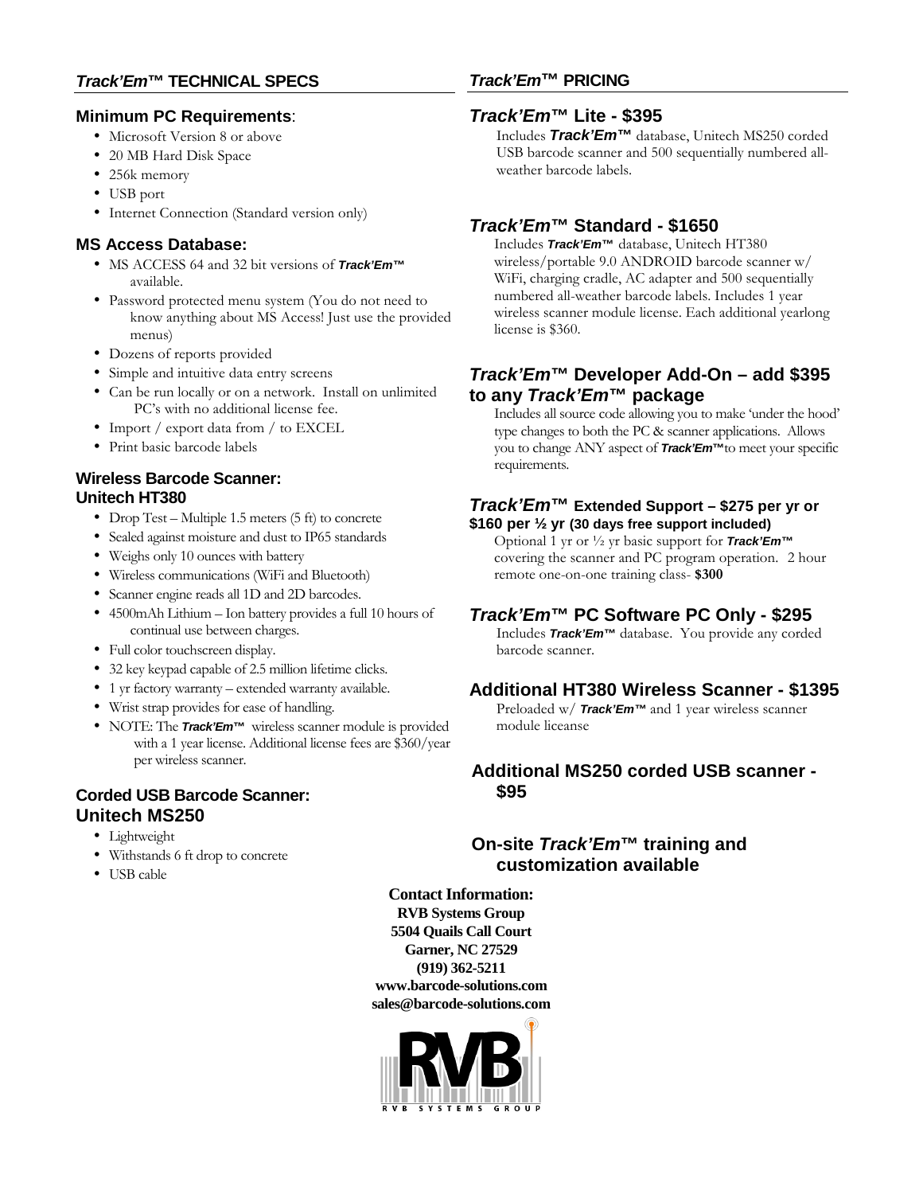## *Track'Em*™ TECHNICAL SPECS

### Minimum PC Requirements:

- Microsoft Version 8 or above
- 20 MB Hard Disk Space
- 256k memory
- USB port
- Internet Connection (Standard version only)

### MS Access Database:

- MS ACCESS 64 and 32 bit versions of ***Track'Em*™** available.
- Password protected menu system (You do not need to know anything about MS Access! Just use the provided menus)
- Dozens of reports provided
- Simple and intuitive data entry screens
- Can be run locally or on a network. Install on unlimited PC's with no additional license fee.
- Import / export data from / to EXCEL
- Print basic barcode labels

### Wireless Barcode Scanner: Unitech HT380

- Drop Test – Multiple 1.5 meters (5 ft) to concrete
- Sealed against moisture and dust to IP65 standards
- Weighs only 10 ounces with battery
- Wireless communications (WiFi and Bluetooth)
- Scanner engine reads all 1D and 2D barcodes.
- 4500mAh Lithium – Ion battery provides a full 10 hours of continual use between charges.
- Full color touchscreen display.
- 32 key keypad capable of 2.5 million lifetime clicks.
- 1 yr factory warranty – extended warranty available.
- Wrist strap provides for ease of handling.
- NOTE: The ***Track'Em*™** wireless scanner module is provided with a 1 year license. Additional license fees are $360/year per wireless scanner.

### Corded USB Barcode Scanner: Unitech MS250

- Lightweight
- Withstands 6 ft drop to concrete
- USB cable

## *Track'Em*™ PRICING

### *Track'Em*™ Lite - $395

Includes ***Track'Em*™** database, Unitech MS250 corded USB barcode scanner and 500 sequentially numbered all-weather barcode labels.

### *Track'Em*™ Standard - $1650

Includes ***Track'Em*™** database, Unitech HT380 wireless/portable 9.0 ANDROID barcode scanner w/ WiFi, charging cradle, AC adapter and 500 sequentially numbered all-weather barcode labels. Includes 1 year wireless scanner module license. Each additional yearlong license is $360.

### *Track'Em*™ Developer Add-On – add $395 to any *Track'Em*™ package

Includes all source code allowing you to make 'under the hood' type changes to both the PC & scanner applications. Allows you to change ANY aspect of ***Track'Em*™**to meet your specific requirements.

### *Track'Em*™ Extended Support – $275 per yr or $160 per ½ yr (30 days free support included)

Optional 1 yr or ½ yr basic support for ***Track'Em*™** covering the scanner and PC program operation. 2 hour remote one-on-one training class- **$300**

### *Track'Em*™ PC Software PC Only - $295

Includes ***Track'Em*™** database. You provide any corded barcode scanner.

### Additional HT380 Wireless Scanner - $1395

Preloaded w/ ***Track'Em*™** and 1 year wireless scanner module liceanse

### Additional MS250 corded USB scanner - $95

### On-site *Track'Em*™ training and customization available

**Contact Information:**
**RVB Systems Group**
**5504 Quails Call Court**
**Garner, NC 27529**
**(919) 362-5211**
**www.barcode-solutions.com**
**sales@barcode-solutions.com**

RVB SYSTEMS GROUP